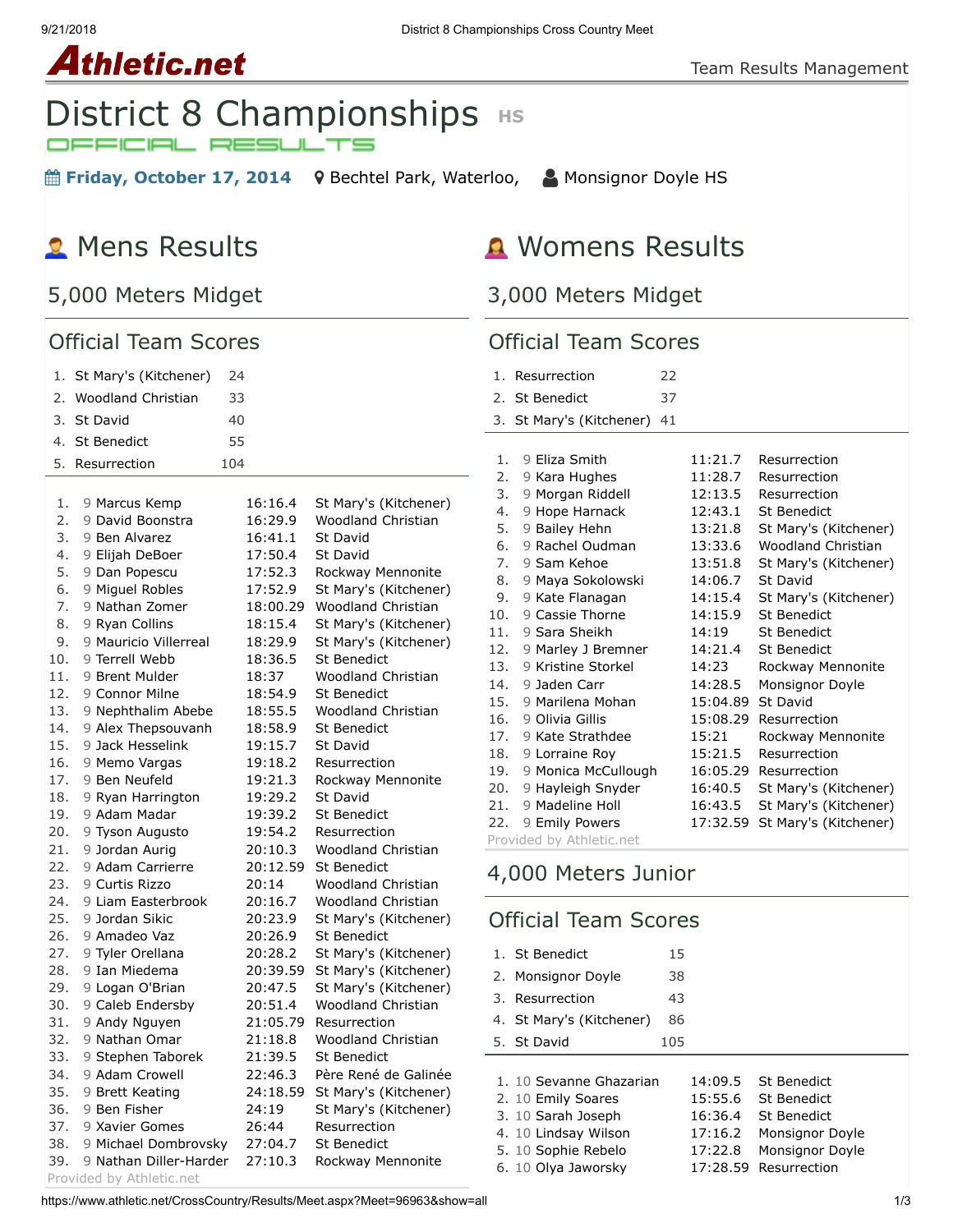# District 8 Championships HS

OFFICIAL RESULTS

**Friday, October 17, 2014** Bechtel Park, Waterloo, Monsignor Doyle HS

## Mens Results

### 5,000 Meters Midget

#### Official Team Scores

| Place | Team | Score |
|---|---|---|
| 1. | St Mary's (Kitchener) | 24 |
| 2. | Woodland Christian | 33 |
| 3. | St David | 40 |
| 4. | St Benedict | 55 |
| 5. | Resurrection | 104 |

| Place | Grade | Name | Time | School |
|---|---|---|---|---|
| 1. | 9 | Marcus Kemp | 16:16.4 | St Mary's (Kitchener) |
| 2. | 9 | David Boonstra | 16:29.9 | Woodland Christian |
| 3. | 9 | Ben Alvarez | 16:41.1 | St David |
| 4. | 9 | Elijah DeBoer | 17:50.4 | St David |
| 5. | 9 | Dan Popescu | 17:52.3 | Rockway Mennonite |
| 6. | 9 | Miguel Robles | 17:52.9 | St Mary's (Kitchener) |
| 7. | 9 | Nathan Zomer | 18:00.29 | Woodland Christian |
| 8. | 9 | Ryan Collins | 18:15.4 | St Mary's (Kitchener) |
| 9. | 9 | Mauricio Villerreal | 18:29.9 | St Mary's (Kitchener) |
| 10. | 9 | Terrell Webb | 18:36.5 | St Benedict |
| 11. | 9 | Brent Mulder | 18:37 | Woodland Christian |
| 12. | 9 | Connor Milne | 18:54.9 | St Benedict |
| 13. | 9 | Nephthalim Abebe | 18:55.5 | Woodland Christian |
| 14. | 9 | Alex Thepsouvanh | 18:58.9 | St Benedict |
| 15. | 9 | Jack Hesselink | 19:15.7 | St David |
| 16. | 9 | Memo Vargas | 19:18.2 | Resurrection |
| 17. | 9 | Ben Neufeld | 19:21.3 | Rockway Mennonite |
| 18. | 9 | Ryan Harrington | 19:29.2 | St David |
| 19. | 9 | Adam Madar | 19:39.2 | St Benedict |
| 20. | 9 | Tyson Augusto | 19:54.2 | Resurrection |
| 21. | 9 | Jordan Aurig | 20:10.3 | Woodland Christian |
| 22. | 9 | Adam Carrierre | 20:12.59 | St Benedict |
| 23. | 9 | Curtis Rizzo | 20:14 | Woodland Christian |
| 24. | 9 | Liam Easterbrook | 20:16.7 | Woodland Christian |
| 25. | 9 | Jordan Sikic | 20:23.9 | St Mary's (Kitchener) |
| 26. | 9 | Amadeo Vaz | 20:26.9 | St Benedict |
| 27. | 9 | Tyler Orellana | 20:28.2 | St Mary's (Kitchener) |
| 28. | 9 | Ian Miedema | 20:39.59 | St Mary's (Kitchener) |
| 29. | 9 | Logan O'Brian | 20:47.5 | St Mary's (Kitchener) |
| 30. | 9 | Caleb Endersby | 20:51.4 | Woodland Christian |
| 31. | 9 | Andy Nguyen | 21:05.79 | Resurrection |
| 32. | 9 | Nathan Omar | 21:18.8 | Woodland Christian |
| 33. | 9 | Stephen Taborek | 21:39.5 | St Benedict |
| 34. | 9 | Adam Crowell | 22:46.3 | Père René de Galinée |
| 35. | 9 | Brett Keating | 24:18.59 | St Mary's (Kitchener) |
| 36. | 9 | Ben Fisher | 24:19 | St Mary's (Kitchener) |
| 37. | 9 | Xavier Gomes | 26:44 | Resurrection |
| 38. | 9 | Michael Dombrovsky | 27:04.7 | St Benedict |
| 39. | 9 | Nathan Diller-Harder | 27:10.3 | Rockway Mennonite |

Provided by Athletic.net

## Womens Results

### 3,000 Meters Midget

#### Official Team Scores

| Place | Team | Score |
|---|---|---|
| 1. | Resurrection | 22 |
| 2. | St Benedict | 37 |
| 3. | St Mary's (Kitchener) | 41 |

| Place | Grade | Name | Time | School |
|---|---|---|---|---|
| 1. | 9 | Eliza Smith | 11:21.7 | Resurrection |
| 2. | 9 | Kara Hughes | 11:28.7 | Resurrection |
| 3. | 9 | Morgan Riddell | 12:13.5 | Resurrection |
| 4. | 9 | Hope Harnack | 12:43.1 | St Benedict |
| 5. | 9 | Bailey Hehn | 13:21.8 | St Mary's (Kitchener) |
| 6. | 9 | Rachel Oudman | 13:33.6 | Woodland Christian |
| 7. | 9 | Sam Kehoe | 13:51.8 | St Mary's (Kitchener) |
| 8. | 9 | Maya Sokolowski | 14:06.7 | St David |
| 9. | 9 | Kate Flanagan | 14:15.4 | St Mary's (Kitchener) |
| 10. | 9 | Cassie Thorne | 14:15.9 | St Benedict |
| 11. | 9 | Sara Sheikh | 14:19 | St Benedict |
| 12. | 9 | Marley J Bremner | 14:21.4 | St Benedict |
| 13. | 9 | Kristine Storkel | 14:23 | Rockway Mennonite |
| 14. | 9 | Jaden Carr | 14:28.5 | Monsignor Doyle |
| 15. | 9 | Marilena Mohan | 15:04.89 | St David |
| 16. | 9 | Olivia Gillis | 15:08.29 | Resurrection |
| 17. | 9 | Kate Strathdee | 15:21 | Rockway Mennonite |
| 18. | 9 | Lorraine Roy | 15:21.5 | Resurrection |
| 19. | 9 | Monica McCullough | 16:05.29 | Resurrection |
| 20. | 9 | Hayleigh Snyder | 16:40.5 | St Mary's (Kitchener) |
| 21. | 9 | Madeline Holl | 16:43.5 | St Mary's (Kitchener) |
| 22. | 9 | Emily Powers | 17:32.59 | St Mary's (Kitchener) |

Provided by Athletic.net

### 4,000 Meters Junior

#### Official Team Scores

| Place | Team | Score |
|---|---|---|
| 1. | St Benedict | 15 |
| 2. | Monsignor Doyle | 38 |
| 3. | Resurrection | 43 |
| 4. | St Mary's (Kitchener) | 86 |
| 5. | St David | 105 |

| Place | Grade | Name | Time | School |
|---|---|---|---|---|
| 1. | 10 | Sevanne Ghazarian | 14:09.5 | St Benedict |
| 2. | 10 | Emily Soares | 15:55.6 | St Benedict |
| 3. | 10 | Sarah Joseph | 16:36.4 | St Benedict |
| 4. | 10 | Lindsay Wilson | 17:16.2 | Monsignor Doyle |
| 5. | 10 | Sophie Rebelo | 17:22.8 | Monsignor Doyle |
| 6. | 10 | Olya Jaworsky | 17:28.59 | Resurrection |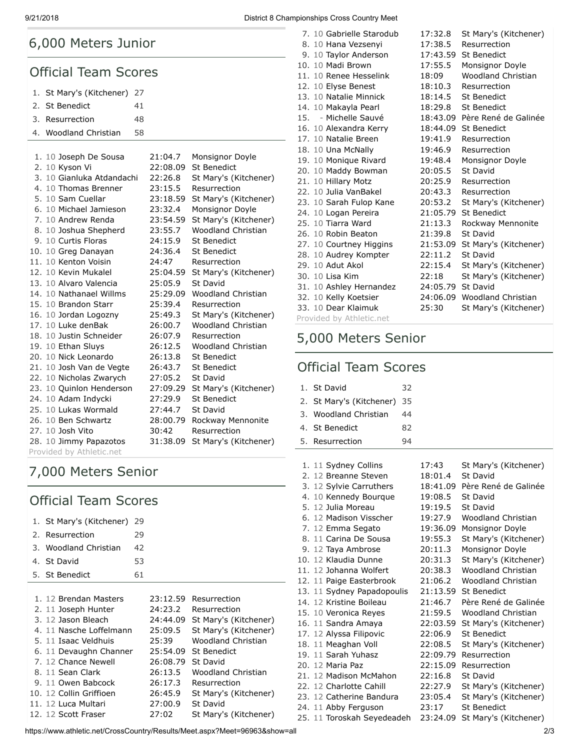## 6,000 Meters Junior

### Official Team Scores

| Place | Team | Score |
|---|---|---|
| 1. | St Mary's (Kitchener) | 27 |
| 2. | St Benedict | 41 |
| 3. | Resurrection | 48 |
| 4. | Woodland Christian | 58 |

| Place | Grade | Name | Time | School |
|---|---|---|---|---|
| 1. | 10 | Joseph De Sousa | 21:04.7 | Monsignor Doyle |
| 2. | 10 | Kyson Vi | 22:08.09 | St Benedict |
| 3. | 10 | Gianluka Atdandachi | 22:26.8 | St Mary's (Kitchener) |
| 4. | 10 | Thomas Brenner | 23:15.5 | Resurrection |
| 5. | 10 | Sam Cuellar | 23:18.59 | St Mary's (Kitchener) |
| 6. | 10 | Michael Jamieson | 23:32.4 | Monsignor Doyle |
| 7. | 10 | Andrew Renda | 23:54.59 | St Mary's (Kitchener) |
| 8. | 10 | Joshua Shepherd | 23:55.7 | Woodland Christian |
| 9. | 10 | Curtis Floras | 24:15.9 | St Benedict |
| 10. | 10 | Greg Danayan | 24:36.4 | St Benedict |
| 11. | 10 | Kenton Voisin | 24:47 | Resurrection |
| 12. | 10 | Kevin Mukalel | 25:04.59 | St Mary's (Kitchener) |
| 13. | 10 | Alvaro Valencia | 25:05.9 | St David |
| 14. | 10 | Nathanael Willms | 25:29.09 | Woodland Christian |
| 15. | 10 | Brandon Starr | 25:39.4 | Resurrection |
| 16. | 10 | Jordan Logozny | 25:49.3 | St Mary's (Kitchener) |
| 17. | 10 | Luke denBak | 26:00.7 | Woodland Christian |
| 18. | 10 | Justin Schneider | 26:07.9 | Resurrection |
| 19. | 10 | Ethan Sluys | 26:12.5 | Woodland Christian |
| 20. | 10 | Nick Leonardo | 26:13.8 | St Benedict |
| 21. | 10 | Josh Van de Vegte | 26:43.7 | St Benedict |
| 22. | 10 | Nicholas Zwarych | 27:05.2 | St David |
| 23. | 10 | Quinlon Henderson | 27:09.29 | St Mary's (Kitchener) |
| 24. | 10 | Adam Indycki | 27:29.9 | St Benedict |
| 25. | 10 | Lukas Wormald | 27:44.7 | St David |
| 26. | 10 | Ben Schwartz | 28:00.79 | Rockway Mennonite |
| 27. | 10 | Josh Vito | 30:42 | Resurrection |
| 28. | 10 | Jimmy Papazotos | 31:38.09 | St Mary's (Kitchener) |

Provided by Athletic.net

## 7,000 Meters Senior

### Official Team Scores

| Place | Team | Score |
|---|---|---|
| 1. | St Mary's (Kitchener) | 29 |
| 2. | Resurrection | 29 |
| 3. | Woodland Christian | 42 |
| 4. | St David | 53 |
| 5. | St Benedict | 61 |

| Place | Grade | Name | Time | School |
|---|---|---|---|---|
| 1. | 12 | Brendan Masters | 23:12.59 | Resurrection |
| 2. | 11 | Joseph Hunter | 24:23.2 | Resurrection |
| 3. | 12 | Jason Bleach | 24:44.09 | St Mary's (Kitchener) |
| 4. | 11 | Nasche Loffelmann | 25:09.5 | St Mary's (Kitchener) |
| 5. | 11 | Isaac Veldhuis | 25:39 | Woodland Christian |
| 6. | 11 | Devaughn Channer | 25:54.09 | St Benedict |
| 7. | 12 | Chance Newell | 26:08.79 | St David |
| 8. | 11 | Sean Clark | 26:13.5 | Woodland Christian |
| 9. | 11 | Owen Babcock | 26:17.3 | Resurrection |
| 10. | 12 | Collin Griffioen | 26:45.9 | St Mary's (Kitchener) |
| 11. | 12 | Luca Multari | 27:00.9 | St David |
| 12. | 12 | Scott Fraser | 27:02 | St Mary's (Kitchener) |

| Place | Grade | Name | Time | School |
|---|---|---|---|---|
| 7. | 10 | Gabrielle Starodub | 17:32.8 | St Mary's (Kitchener) |
| 8. | 10 | Hana Vezsenyi | 17:38.5 | Resurrection |
| 9. | 10 | Taylor Anderson | 17:43.59 | St Benedict |
| 10. | 10 | Madi Brown | 17:55.5 | Monsignor Doyle |
| 11. | 10 | Renee Hesselink | 18:09 | Woodland Christian |
| 12. | 10 | Elyse Benest | 18:10.3 | Resurrection |
| 13. | 10 | Natalie Minnick | 18:14.5 | St Benedict |
| 14. | 10 | Makayla Pearl | 18:29.8 | St Benedict |
| 15. | - | Michelle Sauvé | 18:43.09 | Père René de Galinée |
| 16. | 10 | Alexandra Kerry | 18:44.09 | St Benedict |
| 17. | 10 | Natalie Breen | 19:41.9 | Resurrection |
| 18. | 10 | Una McNally | 19:46.9 | Resurrection |
| 19. | 10 | Monique Rivard | 19:48.4 | Monsignor Doyle |
| 20. | 10 | Maddy Bowman | 20:05.5 | St David |
| 21. | 10 | Hillary Motz | 20:25.9 | Resurrection |
| 22. | 10 | Julia VanBakel | 20:43.3 | Resurrection |
| 23. | 10 | Sarah Fulop Kane | 20:53.2 | St Mary's (Kitchener) |
| 24. | 10 | Logan Pereira | 21:05.79 | St Benedict |
| 25. | 10 | Tiarra Ward | 21:13.3 | Rockway Mennonite |
| 26. | 10 | Robin Beaton | 21:39.8 | St David |
| 27. | 10 | Courtney Higgins | 21:53.09 | St Mary's (Kitchener) |
| 28. | 10 | Audrey Kompter | 22:11.2 | St David |
| 29. | 10 | Adut Akol | 22:15.4 | St Mary's (Kitchener) |
| 30. | 10 | Lisa Kim | 22:18 | St Mary's (Kitchener) |
| 31. | 10 | Ashley Hernandez | 24:05.79 | St David |
| 32. | 10 | Kelly Koetsier | 24:06.09 | Woodland Christian |
| 33. | 10 | Dear Klaimuk | 25:30 | St Mary's (Kitchener) |

Provided by Athletic.net

## 5,000 Meters Senior

### Official Team Scores

| Place | Team | Score |
|---|---|---|
| 1. | St David | 32 |
| 2. | St Mary's (Kitchener) | 35 |
| 3. | Woodland Christian | 44 |
| 4. | St Benedict | 82 |
| 5. | Resurrection | 94 |

| Place | Grade | Name | Time | School |
|---|---|---|---|---|
| 1. | 11 | Sydney Collins | 17:43 | St Mary's (Kitchener) |
| 2. | 12 | Breanne Steven | 18:01.4 | St David |
| 3. | 12 | Sylvie Carruthers | 18:41.09 | Père René de Galinée |
| 4. | 10 | Kennedy Bourque | 19:08.5 | St David |
| 5. | 12 | Julia Moreau | 19:19.5 | St David |
| 6. | 12 | Madison Visscher | 19:27.9 | Woodland Christian |
| 7. | 12 | Emma Segato | 19:36.09 | Monsignor Doyle |
| 8. | 11 | Carina De Sousa | 19:55.3 | St Mary's (Kitchener) |
| 9. | 12 | Taya Ambrose | 20:11.3 | Monsignor Doyle |
| 10. | 12 | Klaudia Dunne | 20:31.3 | St Mary's (Kitchener) |
| 11. | 12 | Johanna Wolfert | 20:38.3 | Woodland Christian |
| 12. | 11 | Paige Easterbrook | 21:06.2 | Woodland Christian |
| 13. | 11 | Sydney Papadopoulis | 21:13.59 | St Benedict |
| 14. | 12 | Kristine Boileau | 21:46.7 | Père René de Galinée |
| 15. | 10 | Veronica Reyes | 21:59.5 | Woodland Christian |
| 16. | 11 | Sandra Amaya | 22:03.59 | St Mary's (Kitchener) |
| 17. | 12 | Alyssa Filipovic | 22:06.9 | St Benedict |
| 18. | 11 | Meaghan Voll | 22:08.5 | St Mary's (Kitchener) |
| 19. | 11 | Sarah Yuhasz | 22:09.79 | Resurrection |
| 20. | 12 | Maria Paz | 22:15.09 | Resurrection |
| 21. | 12 | Madison McMahon | 22:16.8 | St David |
| 22. | 12 | Charlotte Cahill | 22:27.9 | St Mary's (Kitchener) |
| 23. | 12 | Catherine Bandura | 23:05.4 | St Mary's (Kitchener) |
| 24. | 11 | Abby Ferguson | 23:17 | St Benedict |
| 25. | 11 | Toroskah Seyedeadeh | 23:24.09 | St Mary's (Kitchener) |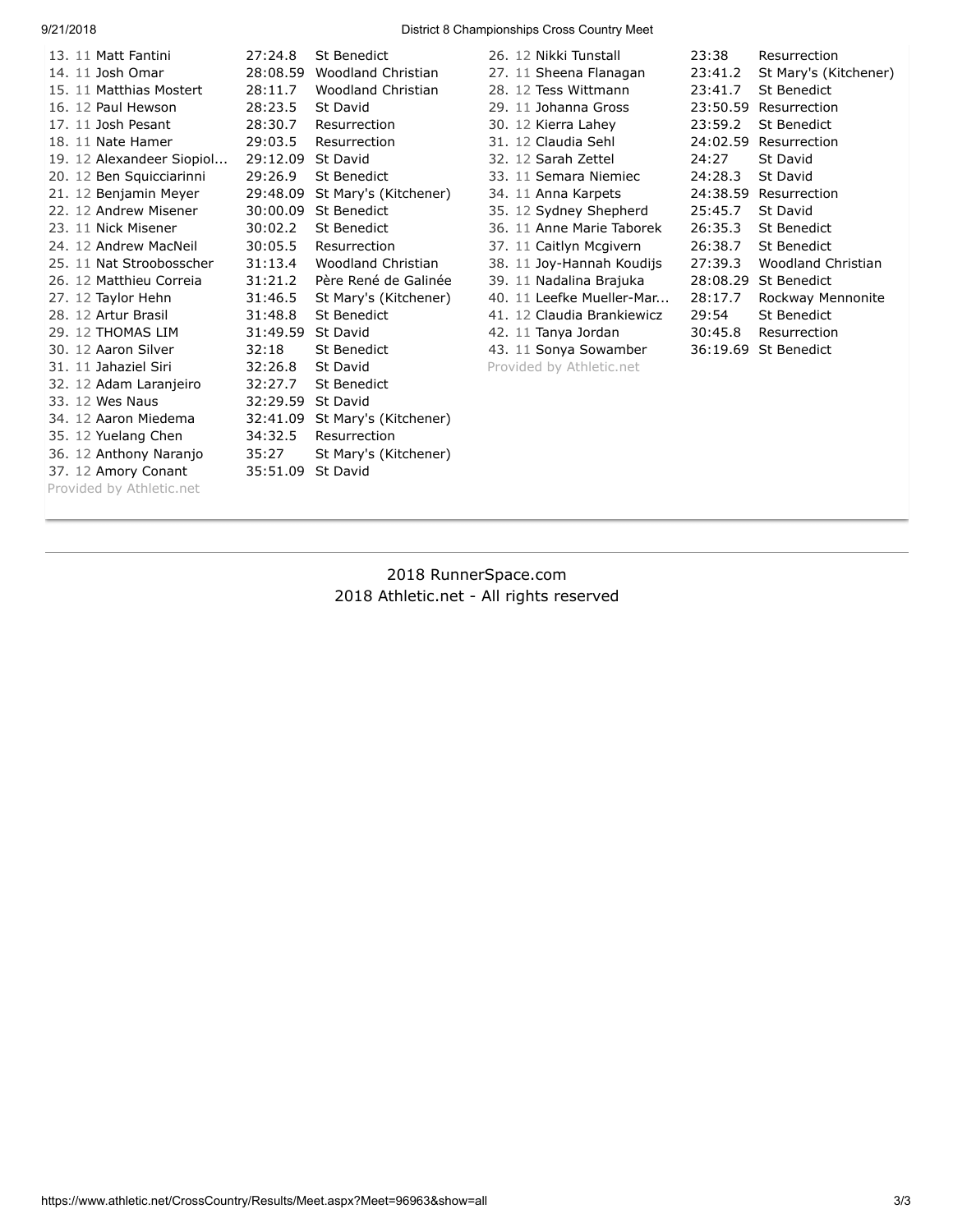| | | | | |
|---|---|---|---|---|
| 13. | 11 | Matt Fantini | 27:24.8 | St Benedict |
| 14. | 11 | Josh Omar | 28:08.59 | Woodland Christian |
| 15. | 11 | Matthias Mostert | 28:11.7 | Woodland Christian |
| 16. | 12 | Paul Hewson | 28:23.5 | St David |
| 17. | 11 | Josh Pesant | 28:30.7 | Resurrection |
| 18. | 11 | Nate Hamer | 29:03.5 | Resurrection |
| 19. | 12 | Alexandeer Siopiol... | 29:12.09 | St David |
| 20. | 12 | Ben Squicciarinni | 29:26.9 | St Benedict |
| 21. | 12 | Benjamin Meyer | 29:48.09 | St Mary's (Kitchener) |
| 22. | 12 | Andrew Misener | 30:00.09 | St Benedict |
| 23. | 11 | Nick Misener | 30:02.2 | St Benedict |
| 24. | 12 | Andrew MacNeil | 30:05.5 | Resurrection |
| 25. | 11 | Nat Stroobosscher | 31:13.4 | Woodland Christian |
| 26. | 12 | Matthieu Correia | 31:21.2 | Père René de Galinée |
| 27. | 12 | Taylor Hehn | 31:46.5 | St Mary's (Kitchener) |
| 28. | 12 | Artur Brasil | 31:48.8 | St Benedict |
| 29. | 12 | THOMAS LIM | 31:49.59 | St David |
| 30. | 12 | Aaron Silver | 32:18 | St Benedict |
| 31. | 11 | Jahaziel Siri | 32:26.8 | St David |
| 32. | 12 | Adam Laranjeiro | 32:27.7 | St Benedict |
| 33. | 12 | Wes Naus | 32:29.59 | St David |
| 34. | 12 | Aaron Miedema | 32:41.09 | St Mary's (Kitchener) |
| 35. | 12 | Yuelang Chen | 34:32.5 | Resurrection |
| 36. | 12 | Anthony Naranjo | 35:27 | St Mary's (Kitchener) |
| 37. | 12 | Amory Conant | 35:51.09 | St David |

Provided by Athletic.net

| | | | | |
|---|---|---|---|---|
| 26. | 12 | Nikki Tunstall | 23:38 | Resurrection |
| 27. | 11 | Sheena Flanagan | 23:41.2 | St Mary's (Kitchener) |
| 28. | 12 | Tess Wittmann | 23:41.7 | St Benedict |
| 29. | 11 | Johanna Gross | 23:50.59 | Resurrection |
| 30. | 12 | Kierra Lahey | 23:59.2 | St Benedict |
| 31. | 12 | Claudia Sehl | 24:02.59 | Resurrection |
| 32. | 12 | Sarah Zettel | 24:27 | St David |
| 33. | 11 | Semara Niemiec | 24:28.3 | St David |
| 34. | 11 | Anna Karpets | 24:38.59 | Resurrection |
| 35. | 12 | Sydney Shepherd | 25:45.7 | St David |
| 36. | 11 | Anne Marie Taborek | 26:35.3 | St Benedict |
| 37. | 11 | Caitlyn Mcgivern | 26:38.7 | St Benedict |
| 38. | 11 | Joy-Hannah Koudijs | 27:39.3 | Woodland Christian |
| 39. | 11 | Nadalina Brajuka | 28:08.29 | St Benedict |
| 40. | 11 | Leefke Mueller-Mar... | 28:17.7 | Rockway Mennonite |
| 41. | 12 | Claudia Brankiewicz | 29:54 | St Benedict |
| 42. | 11 | Tanya Jordan | 30:45.8 | Resurrection |
| 43. | 11 | Sonya Sowamber | 36:19.69 | St Benedict |

Provided by Athletic.net

2018 RunnerSpace.com
2018 Athletic.net - All rights reserved